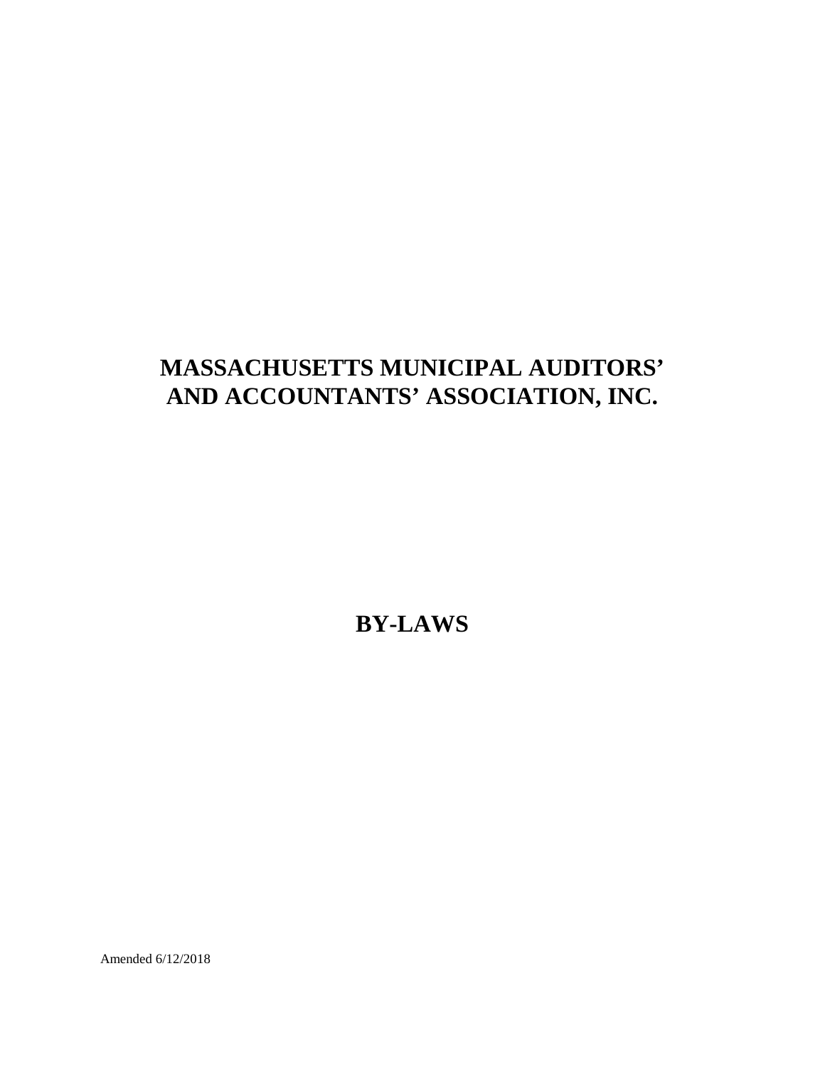# MASSACHUSETTS MUNICIPAL AUDITORS' AND ACCOUNTANTS' ASSOCIATION, INC.

## BY-LAWS

Amended 6/12/2018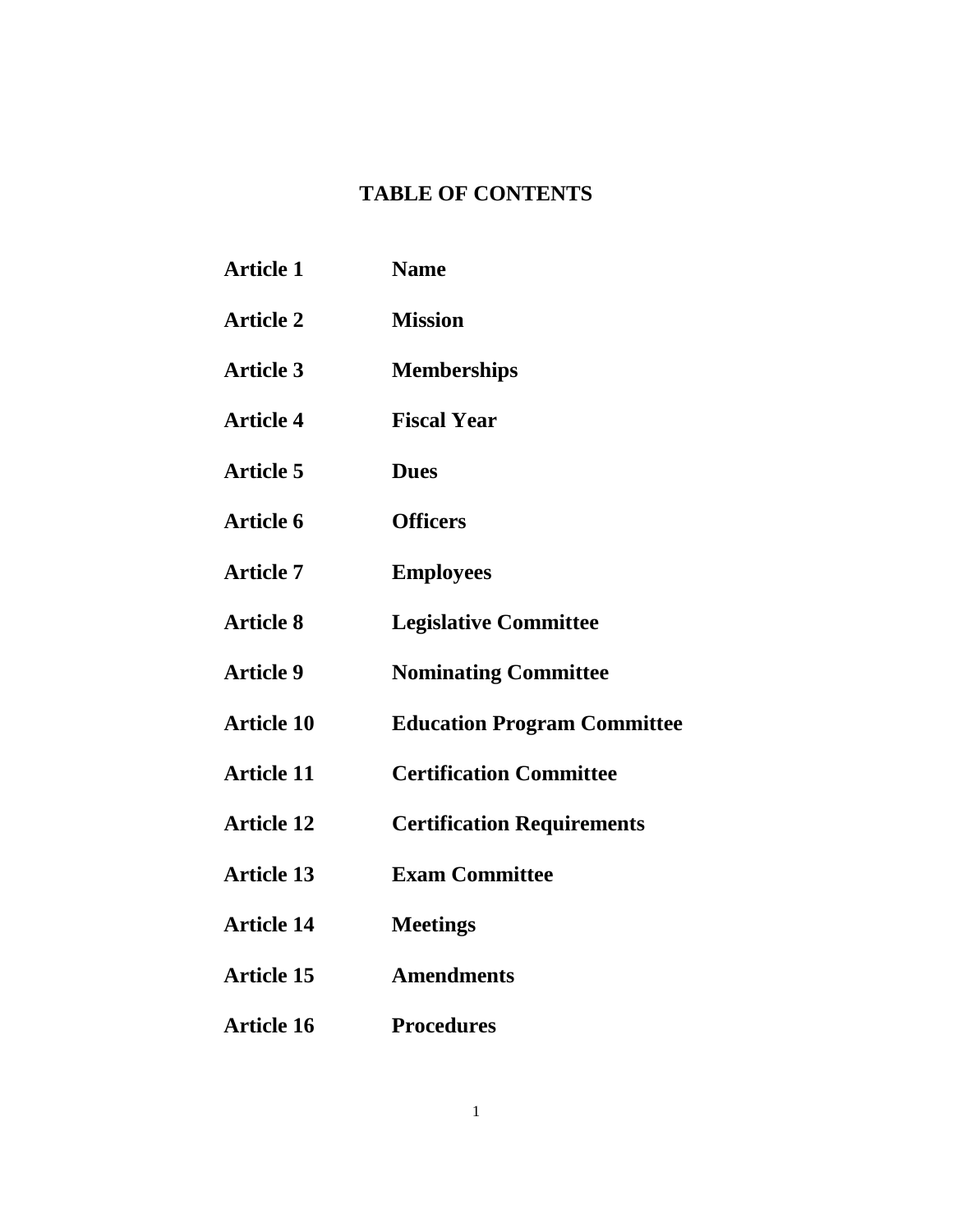## TABLE OF CONTENTS

| | |
|---|---|
| **Article 1** | **Name** |
| **Article 2** | **Mission** |
| **Article 3** | **Memberships** |
| **Article 4** | **Fiscal Year** |
| **Article 5** | **Dues** |
| **Article 6** | **Officers** |
| **Article 7** | **Employees** |
| **Article 8** | **Legislative Committee** |
| **Article 9** | **Nominating Committee** |
| **Article 10** | **Education Program Committee** |
| **Article 11** | **Certification Committee** |
| **Article 12** | **Certification Requirements** |
| **Article 13** | **Exam Committee** |
| **Article 14** | **Meetings** |
| **Article 15** | **Amendments** |
| **Article 16** | **Procedures** |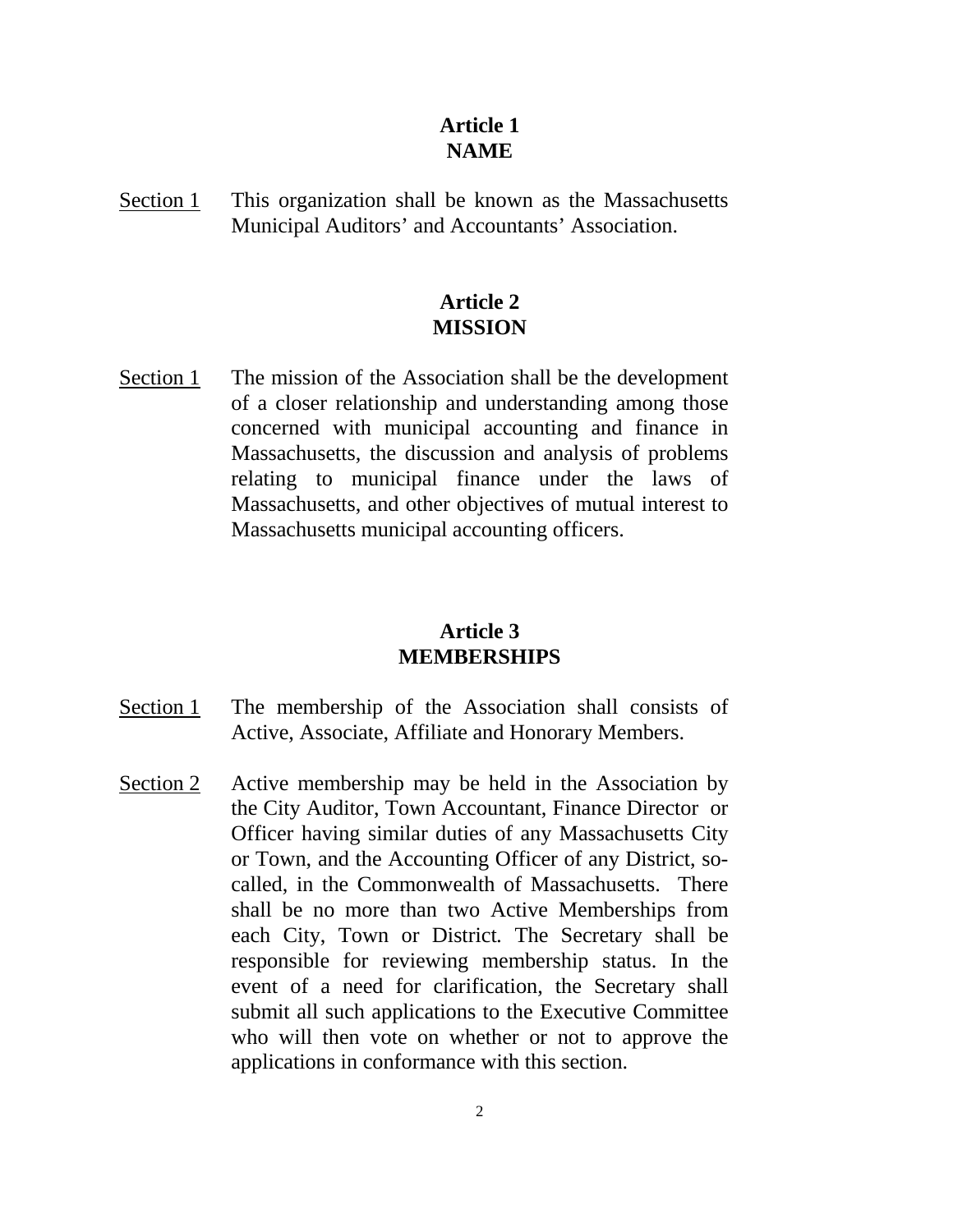## Article 1
## NAME

<u>Section 1</u> This organization shall be known as the Massachusetts Municipal Auditors' and Accountants' Association.

## Article 2
## MISSION

<u>Section 1</u> The mission of the Association shall be the development of a closer relationship and understanding among those concerned with municipal accounting and finance in Massachusetts, the discussion and analysis of problems relating to municipal finance under the laws of Massachusetts, and other objectives of mutual interest to Massachusetts municipal accounting officers.

## Article 3
## MEMBERSHIPS

<u>Section 1</u> The membership of the Association shall consists of Active, Associate, Affiliate and Honorary Members.

<u>Section 2</u> Active membership may be held in the Association by the City Auditor, Town Accountant, Finance Director or Officer having similar duties of any Massachusetts City or Town, and the Accounting Officer of any District, so-called, in the Commonwealth of Massachusetts. There shall be no more than two Active Memberships from each City, Town or District. The Secretary shall be responsible for reviewing membership status. In the event of a need for clarification, the Secretary shall submit all such applications to the Executive Committee who will then vote on whether or not to approve the applications in conformance with this section.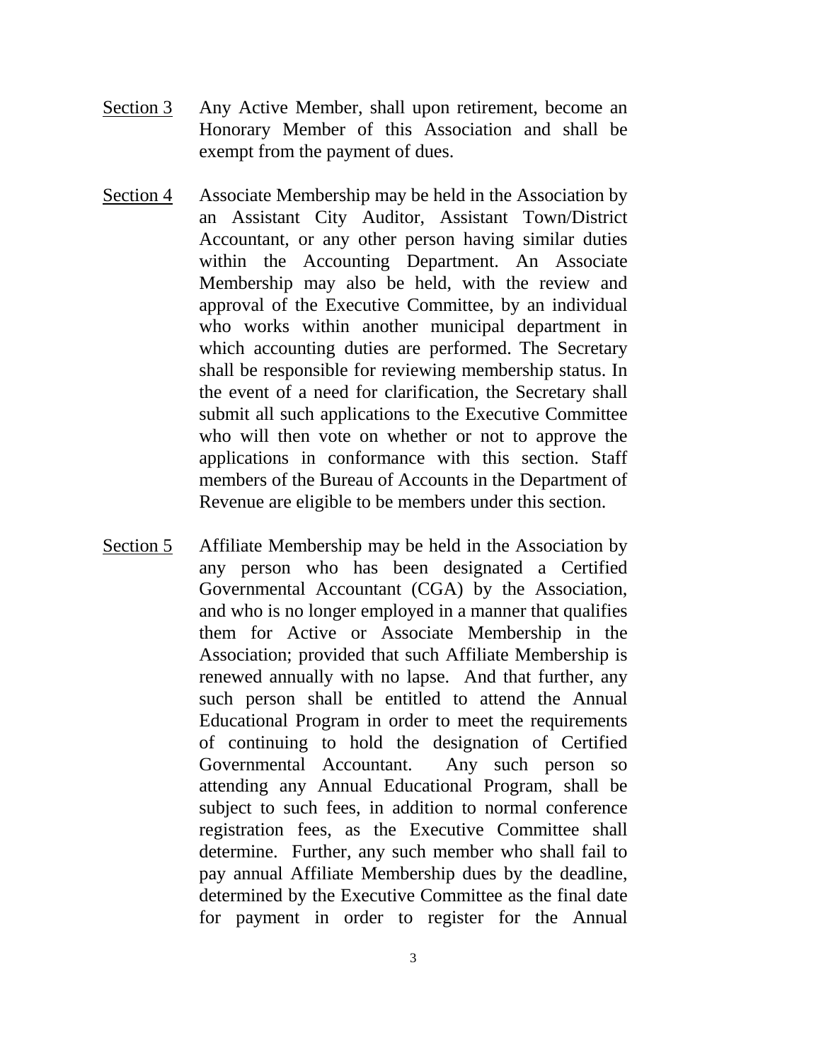<u>Section 3</u> Any Active Member, shall upon retirement, become an Honorary Member of this Association and shall be exempt from the payment of dues.

<u>Section 4</u> Associate Membership may be held in the Association by an Assistant City Auditor, Assistant Town/District Accountant, or any other person having similar duties within the Accounting Department. An Associate Membership may also be held, with the review and approval of the Executive Committee, by an individual who works within another municipal department in which accounting duties are performed. The Secretary shall be responsible for reviewing membership status. In the event of a need for clarification, the Secretary shall submit all such applications to the Executive Committee who will then vote on whether or not to approve the applications in conformance with this section. Staff members of the Bureau of Accounts in the Department of Revenue are eligible to be members under this section.

<u>Section 5</u> Affiliate Membership may be held in the Association by any person who has been designated a Certified Governmental Accountant (CGA) by the Association, and who is no longer employed in a manner that qualifies them for Active or Associate Membership in the Association; provided that such Affiliate Membership is renewed annually with no lapse. And that further, any such person shall be entitled to attend the Annual Educational Program in order to meet the requirements of continuing to hold the designation of Certified Governmental Accountant. Any such person so attending any Annual Educational Program, shall be subject to such fees, in addition to normal conference registration fees, as the Executive Committee shall determine. Further, any such member who shall fail to pay annual Affiliate Membership dues by the deadline, determined by the Executive Committee as the final date for payment in order to register for the Annual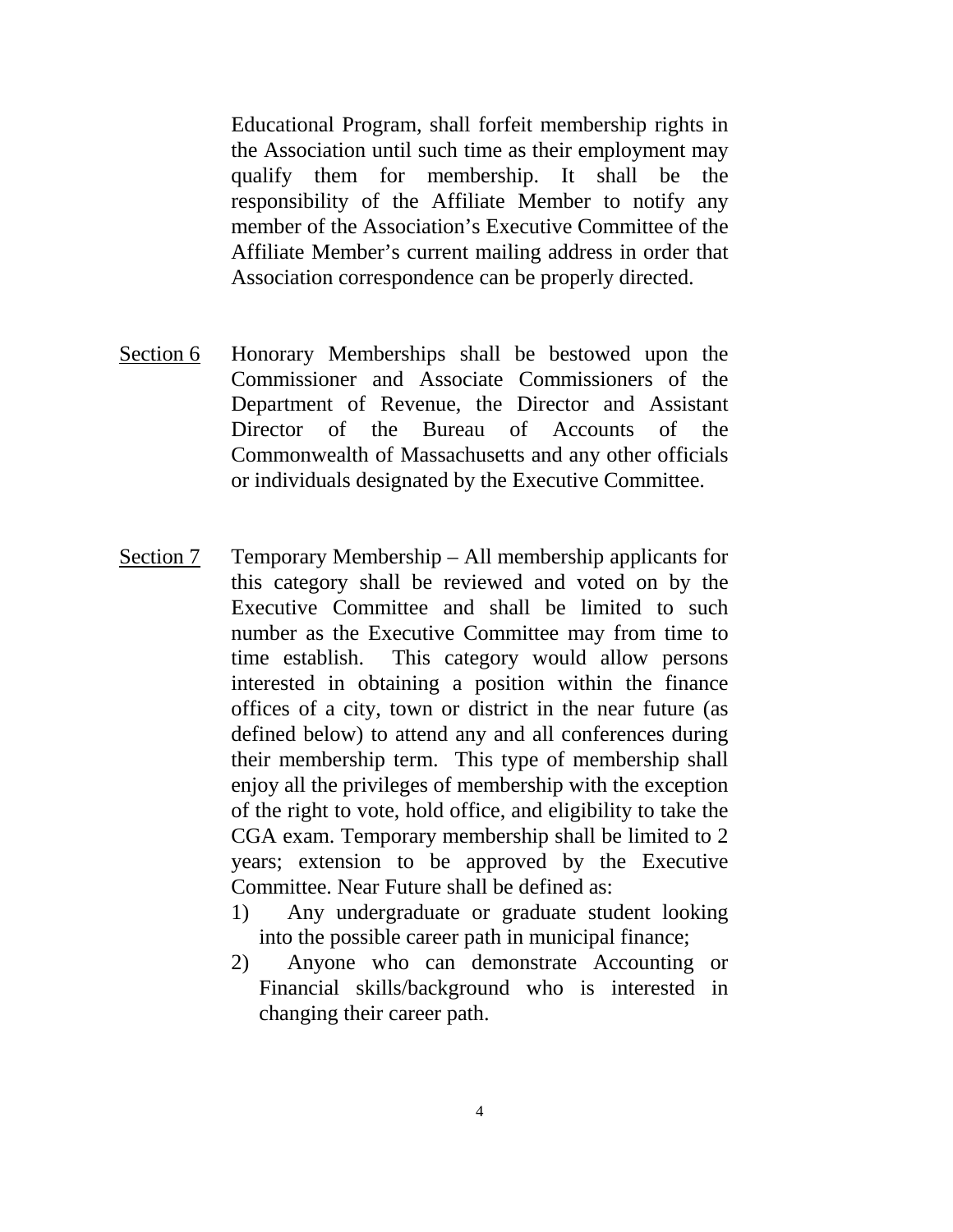Educational Program, shall forfeit membership rights in the Association until such time as their employment may qualify them for membership. It shall be the responsibility of the Affiliate Member to notify any member of the Association's Executive Committee of the Affiliate Member's current mailing address in order that Association correspondence can be properly directed.

<u>Section 6</u> Honorary Memberships shall be bestowed upon the Commissioner and Associate Commissioners of the Department of Revenue, the Director and Assistant Director of the Bureau of Accounts of the Commonwealth of Massachusetts and any other officials or individuals designated by the Executive Committee.

<u>Section 7</u> Temporary Membership – All membership applicants for this category shall be reviewed and voted on by the Executive Committee and shall be limited to such number as the Executive Committee may from time to time establish. This category would allow persons interested in obtaining a position within the finance offices of a city, town or district in the near future (as defined below) to attend any and all conferences during their membership term. This type of membership shall enjoy all the privileges of membership with the exception of the right to vote, hold office, and eligibility to take the CGA exam. Temporary membership shall be limited to 2 years; extension to be approved by the Executive Committee. Near Future shall be defined as:

1) Any undergraduate or graduate student looking into the possible career path in municipal finance;
2) Anyone who can demonstrate Accounting or Financial skills/background who is interested in changing their career path.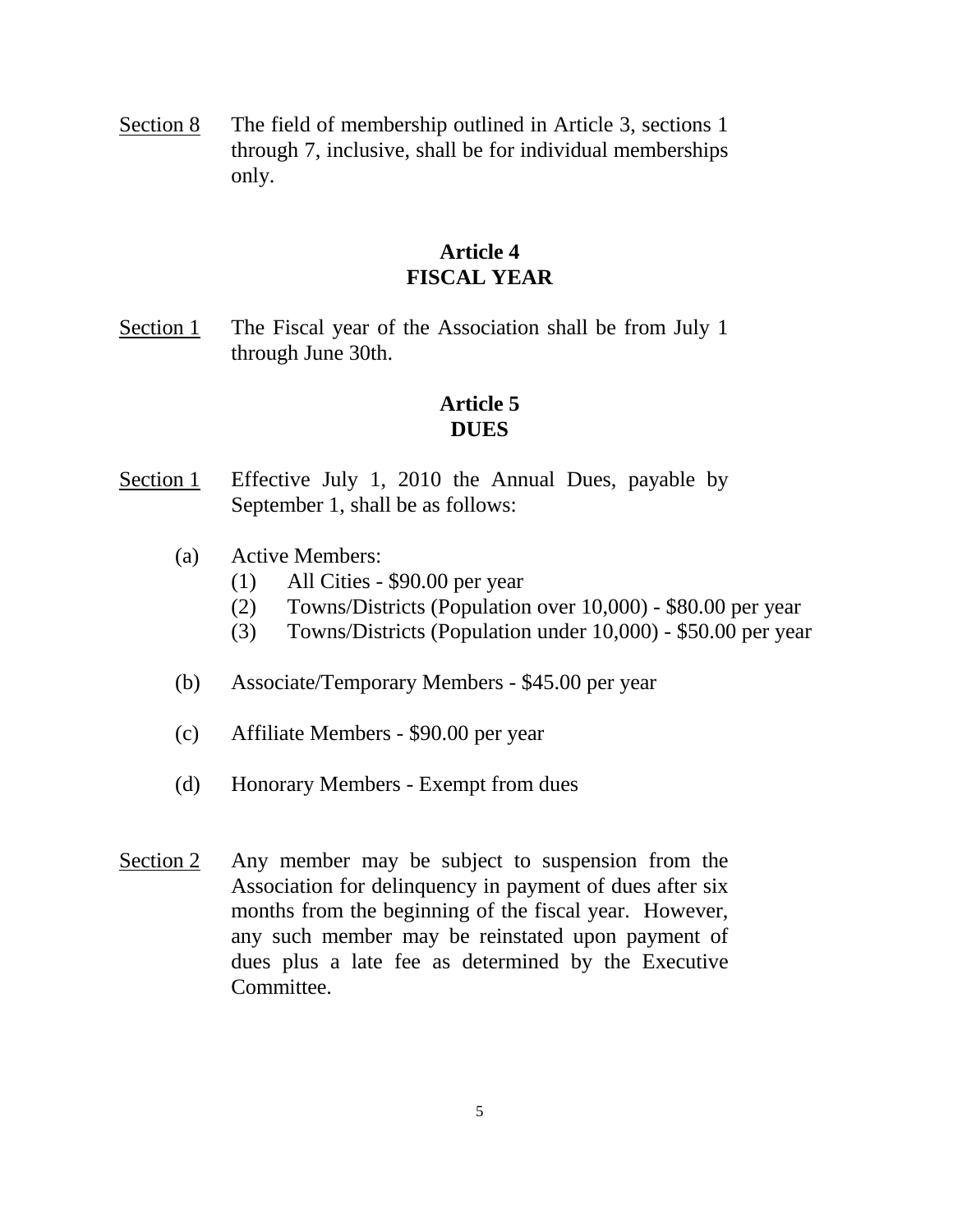<u>Section 8</u> The field of membership outlined in Article 3, sections 1 through 7, inclusive, shall be for individual memberships only.

## Article 4
## FISCAL YEAR

<u>Section 1</u> The Fiscal year of the Association shall be from July 1 through June 30th.

## Article 5
## DUES

<u>Section 1</u> Effective July 1, 2010 the Annual Dues, payable by September 1, shall be as follows:

(a) Active Members:
  (1) All Cities - $90.00 per year
  (2) Towns/Districts (Population over 10,000) - $80.00 per year
  (3) Towns/Districts (Population under 10,000) - $50.00 per year

(b) Associate/Temporary Members - $45.00 per year

(c) Affiliate Members - $90.00 per year

(d) Honorary Members - Exempt from dues

<u>Section 2</u> Any member may be subject to suspension from the Association for delinquency in payment of dues after six months from the beginning of the fiscal year. However, any such member may be reinstated upon payment of dues plus a late fee as determined by the Executive Committee.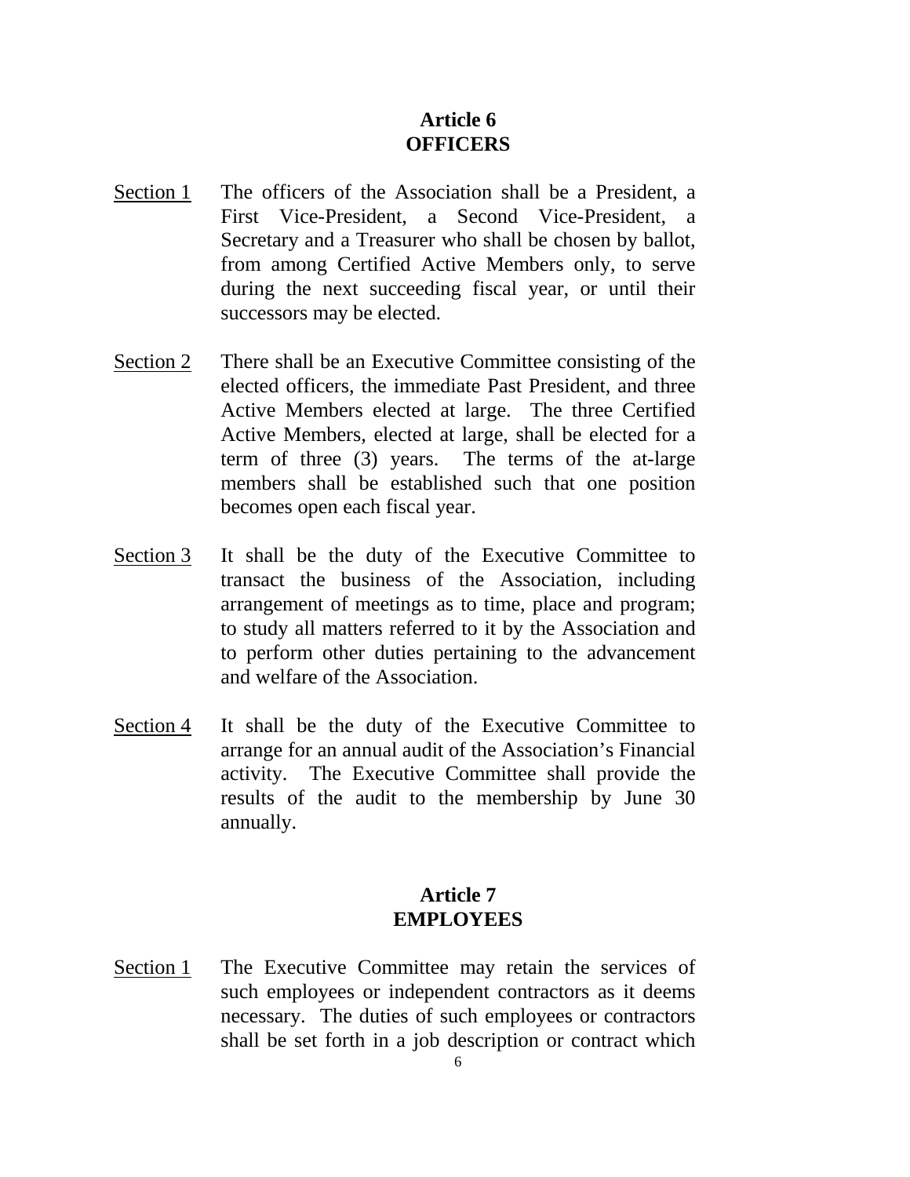## Article 6
## OFFICERS

<u>Section 1</u> The officers of the Association shall be a President, a First Vice-President, a Second Vice-President, a Secretary and a Treasurer who shall be chosen by ballot, from among Certified Active Members only, to serve during the next succeeding fiscal year, or until their successors may be elected.

<u>Section 2</u> There shall be an Executive Committee consisting of the elected officers, the immediate Past President, and three Active Members elected at large. The three Certified Active Members, elected at large, shall be elected for a term of three (3) years. The terms of the at-large members shall be established such that one position becomes open each fiscal year.

<u>Section 3</u> It shall be the duty of the Executive Committee to transact the business of the Association, including arrangement of meetings as to time, place and program; to study all matters referred to it by the Association and to perform other duties pertaining to the advancement and welfare of the Association.

<u>Section 4</u> It shall be the duty of the Executive Committee to arrange for an annual audit of the Association's Financial activity. The Executive Committee shall provide the results of the audit to the membership by June 30 annually.

## Article 7
## EMPLOYEES

<u>Section 1</u> The Executive Committee may retain the services of such employees or independent contractors as it deems necessary. The duties of such employees or contractors shall be set forth in a job description or contract which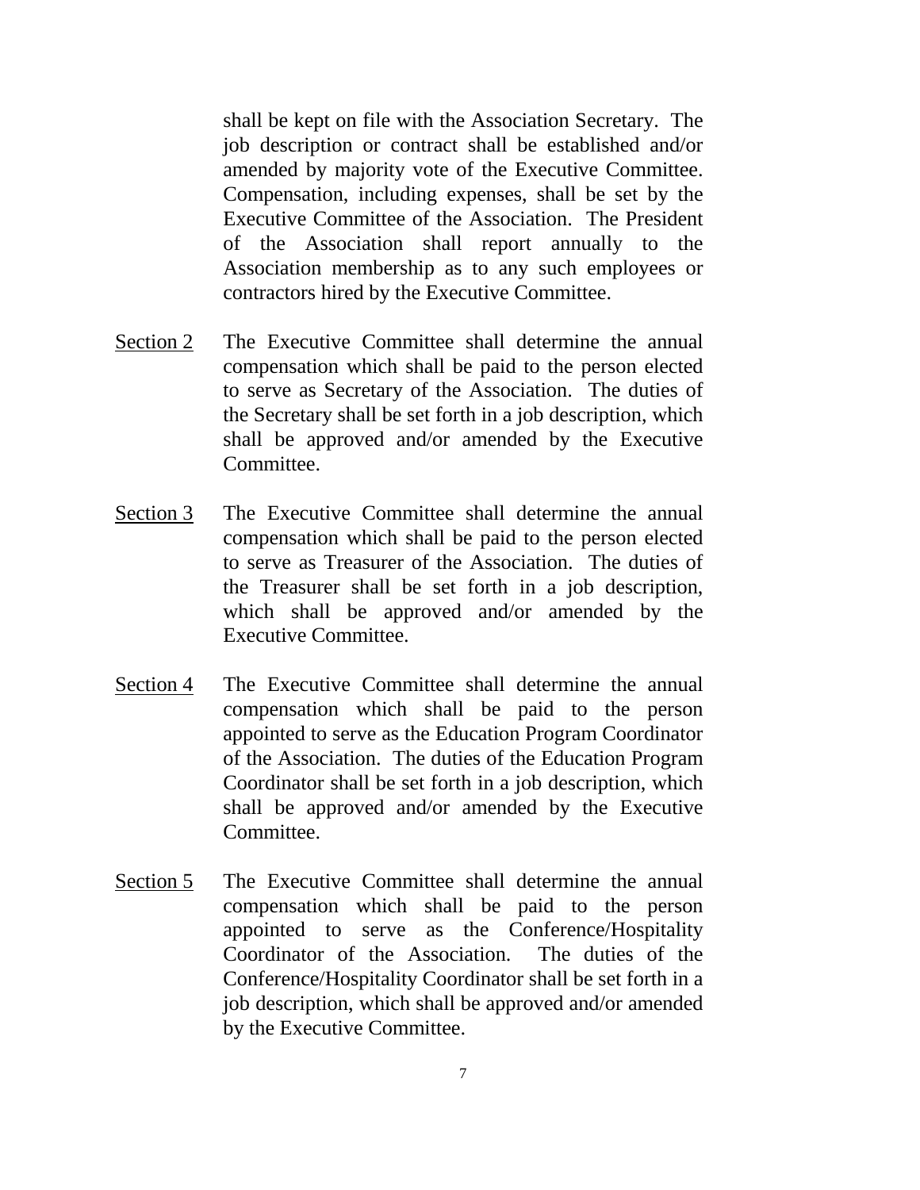shall be kept on file with the Association Secretary. The job description or contract shall be established and/or amended by majority vote of the Executive Committee. Compensation, including expenses, shall be set by the Executive Committee of the Association. The President of the Association shall report annually to the Association membership as to any such employees or contractors hired by the Executive Committee.

<u>Section 2</u> The Executive Committee shall determine the annual compensation which shall be paid to the person elected to serve as Secretary of the Association. The duties of the Secretary shall be set forth in a job description, which shall be approved and/or amended by the Executive Committee.

<u>Section 3</u> The Executive Committee shall determine the annual compensation which shall be paid to the person elected to serve as Treasurer of the Association. The duties of the Treasurer shall be set forth in a job description, which shall be approved and/or amended by the Executive Committee.

<u>Section 4</u> The Executive Committee shall determine the annual compensation which shall be paid to the person appointed to serve as the Education Program Coordinator of the Association. The duties of the Education Program Coordinator shall be set forth in a job description, which shall be approved and/or amended by the Executive Committee.

<u>Section 5</u> The Executive Committee shall determine the annual compensation which shall be paid to the person appointed to serve as the Conference/Hospitality Coordinator of the Association. The duties of the Conference/Hospitality Coordinator shall be set forth in a job description, which shall be approved and/or amended by the Executive Committee.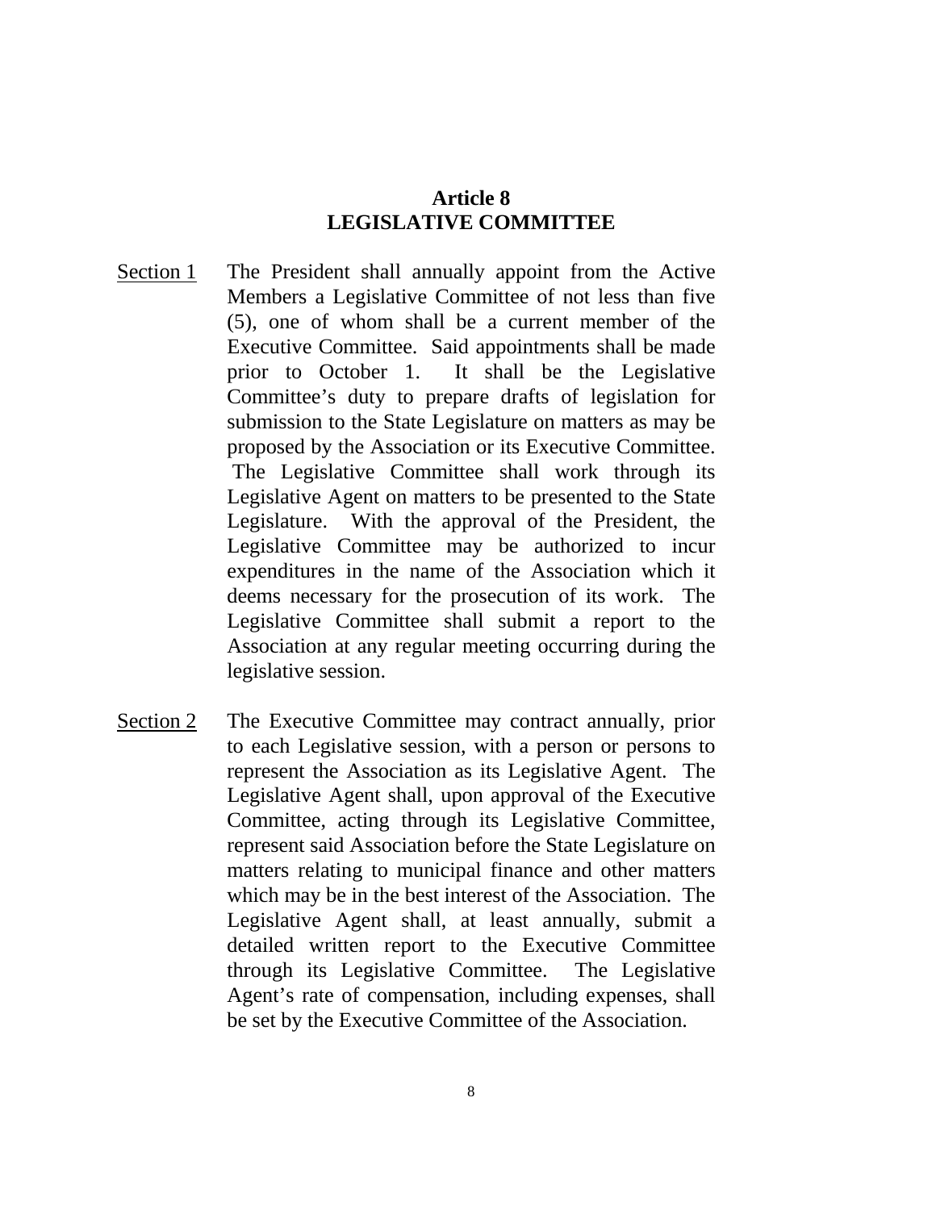## Article 8
## LEGISLATIVE COMMITTEE

<u>Section 1</u> The President shall annually appoint from the Active Members a Legislative Committee of not less than five (5), one of whom shall be a current member of the Executive Committee. Said appointments shall be made prior to October 1. It shall be the Legislative Committee's duty to prepare drafts of legislation for submission to the State Legislature on matters as may be proposed by the Association or its Executive Committee. The Legislative Committee shall work through its Legislative Agent on matters to be presented to the State Legislature. With the approval of the President, the Legislative Committee may be authorized to incur expenditures in the name of the Association which it deems necessary for the prosecution of its work. The Legislative Committee shall submit a report to the Association at any regular meeting occurring during the legislative session.

<u>Section 2</u> The Executive Committee may contract annually, prior to each Legislative session, with a person or persons to represent the Association as its Legislative Agent. The Legislative Agent shall, upon approval of the Executive Committee, acting through its Legislative Committee, represent said Association before the State Legislature on matters relating to municipal finance and other matters which may be in the best interest of the Association. The Legislative Agent shall, at least annually, submit a detailed written report to the Executive Committee through its Legislative Committee. The Legislative Agent's rate of compensation, including expenses, shall be set by the Executive Committee of the Association.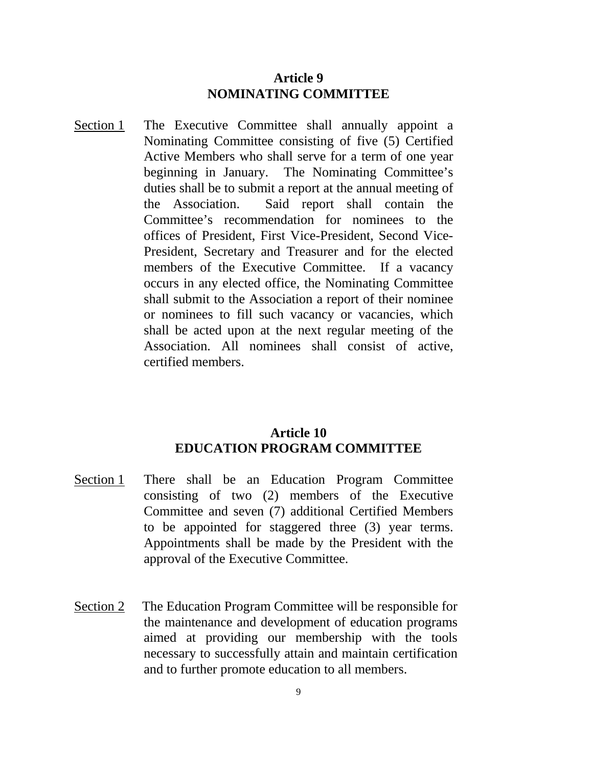## Article 9
## NOMINATING COMMITTEE

<u>Section 1</u> The Executive Committee shall annually appoint a Nominating Committee consisting of five (5) Certified Active Members who shall serve for a term of one year beginning in January. The Nominating Committee's duties shall be to submit a report at the annual meeting of the Association. Said report shall contain the Committee's recommendation for nominees to the offices of President, First Vice-President, Second Vice-President, Secretary and Treasurer and for the elected members of the Executive Committee. If a vacancy occurs in any elected office, the Nominating Committee shall submit to the Association a report of their nominee or nominees to fill such vacancy or vacancies, which shall be acted upon at the next regular meeting of the Association. All nominees shall consist of active, certified members.

## Article 10
## EDUCATION PROGRAM COMMITTEE

<u>Section 1</u> There shall be an Education Program Committee consisting of two (2) members of the Executive Committee and seven (7) additional Certified Members to be appointed for staggered three (3) year terms. Appointments shall be made by the President with the approval of the Executive Committee.

<u>Section 2</u> The Education Program Committee will be responsible for the maintenance and development of education programs aimed at providing our membership with the tools necessary to successfully attain and maintain certification and to further promote education to all members.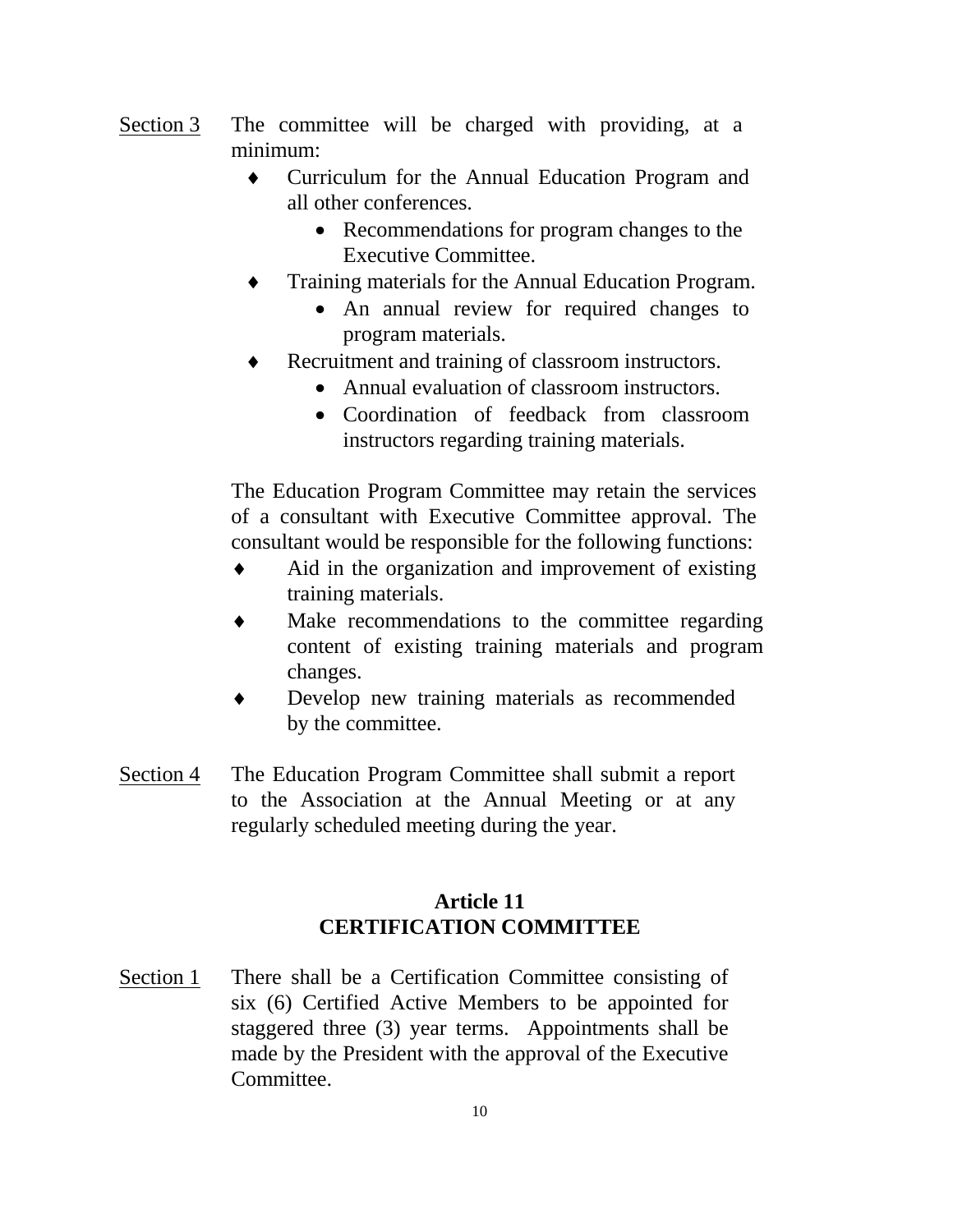Section 3 The committee will be charged with providing, at a minimum:

- Curriculum for the Annual Education Program and all other conferences.
  - Recommendations for program changes to the Executive Committee.
- Training materials for the Annual Education Program.
  - An annual review for required changes to program materials.
- Recruitment and training of classroom instructors.
  - Annual evaluation of classroom instructors.
  - Coordination of feedback from classroom instructors regarding training materials.

The Education Program Committee may retain the services of a consultant with Executive Committee approval. The consultant would be responsible for the following functions:

- Aid in the organization and improvement of existing training materials.
- Make recommendations to the committee regarding content of existing training materials and program changes.
- Develop new training materials as recommended by the committee.

Section 4 The Education Program Committee shall submit a report to the Association at the Annual Meeting or at any regularly scheduled meeting during the year.

## Article 11
## CERTIFICATION COMMITTEE

Section 1 There shall be a Certification Committee consisting of six (6) Certified Active Members to be appointed for staggered three (3) year terms. Appointments shall be made by the President with the approval of the Executive Committee.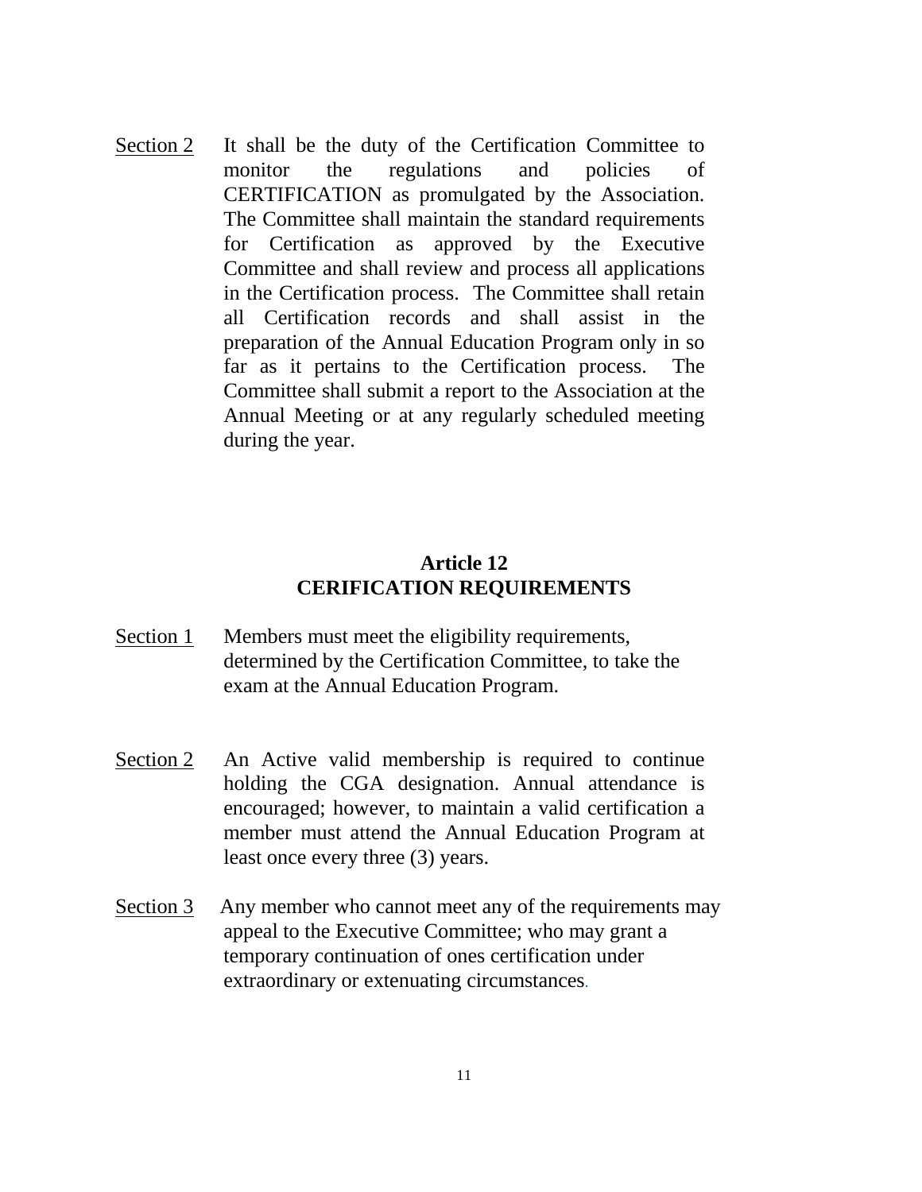<u>Section 2</u> It shall be the duty of the Certification Committee to monitor the regulations and policies of CERTIFICATION as promulgated by the Association. The Committee shall maintain the standard requirements for Certification as approved by the Executive Committee and shall review and process all applications in the Certification process. The Committee shall retain all Certification records and shall assist in the preparation of the Annual Education Program only in so far as it pertains to the Certification process. The Committee shall submit a report to the Association at the Annual Meeting or at any regularly scheduled meeting during the year.

## Article 12
## CERIFICATION REQUIREMENTS

<u>Section 1</u> Members must meet the eligibility requirements, determined by the Certification Committee, to take the exam at the Annual Education Program.

<u>Section 2</u> An Active valid membership is required to continue holding the CGA designation. Annual attendance is encouraged; however, to maintain a valid certification a member must attend the Annual Education Program at least once every three (3) years.

<u>Section 3</u> Any member who cannot meet any of the requirements may appeal to the Executive Committee; who may grant a temporary continuation of ones certification under extraordinary or extenuating circumstances.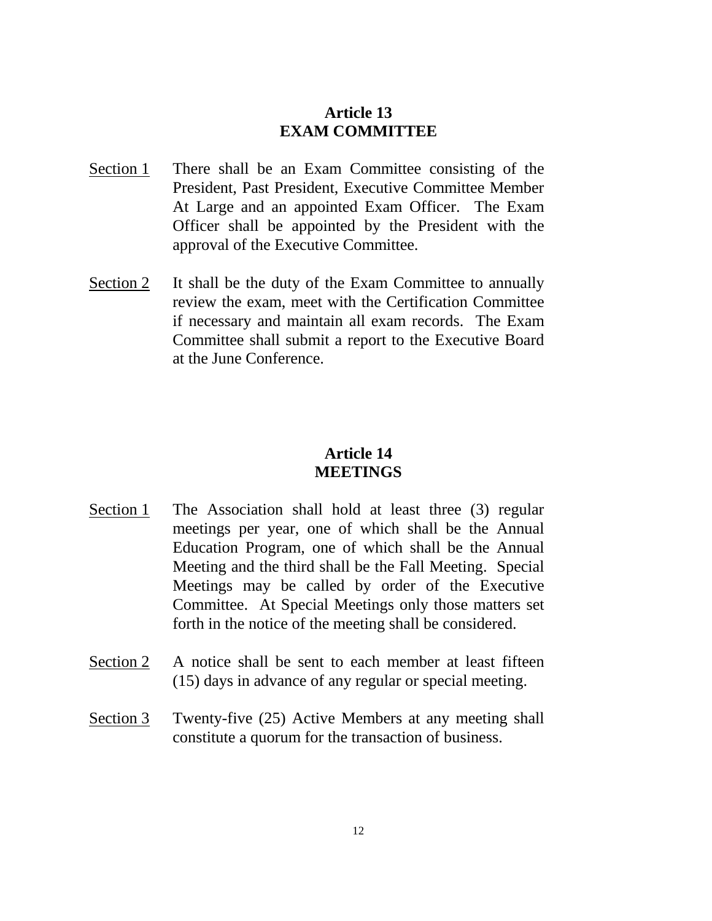## Article 13
## EXAM COMMITTEE

<u>Section 1</u> There shall be an Exam Committee consisting of the President, Past President, Executive Committee Member At Large and an appointed Exam Officer. The Exam Officer shall be appointed by the President with the approval of the Executive Committee.

<u>Section 2</u> It shall be the duty of the Exam Committee to annually review the exam, meet with the Certification Committee if necessary and maintain all exam records. The Exam Committee shall submit a report to the Executive Board at the June Conference.

## Article 14
## MEETINGS

<u>Section 1</u> The Association shall hold at least three (3) regular meetings per year, one of which shall be the Annual Education Program, one of which shall be the Annual Meeting and the third shall be the Fall Meeting. Special Meetings may be called by order of the Executive Committee. At Special Meetings only those matters set forth in the notice of the meeting shall be considered.

<u>Section 2</u> A notice shall be sent to each member at least fifteen (15) days in advance of any regular or special meeting.

<u>Section 3</u> Twenty-five (25) Active Members at any meeting shall constitute a quorum for the transaction of business.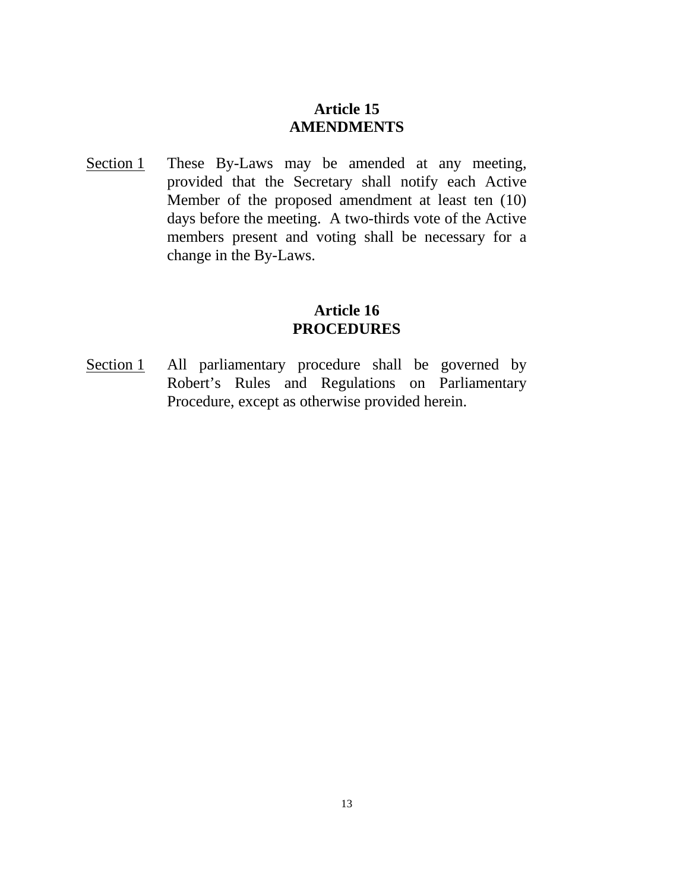## Article 15
## AMENDMENTS

<u>Section 1</u> These By-Laws may be amended at any meeting, provided that the Secretary shall notify each Active Member of the proposed amendment at least ten (10) days before the meeting. A two-thirds vote of the Active members present and voting shall be necessary for a change in the By-Laws.

## Article 16
## PROCEDURES

<u>Section 1</u> All parliamentary procedure shall be governed by Robert's Rules and Regulations on Parliamentary Procedure, except as otherwise provided herein.